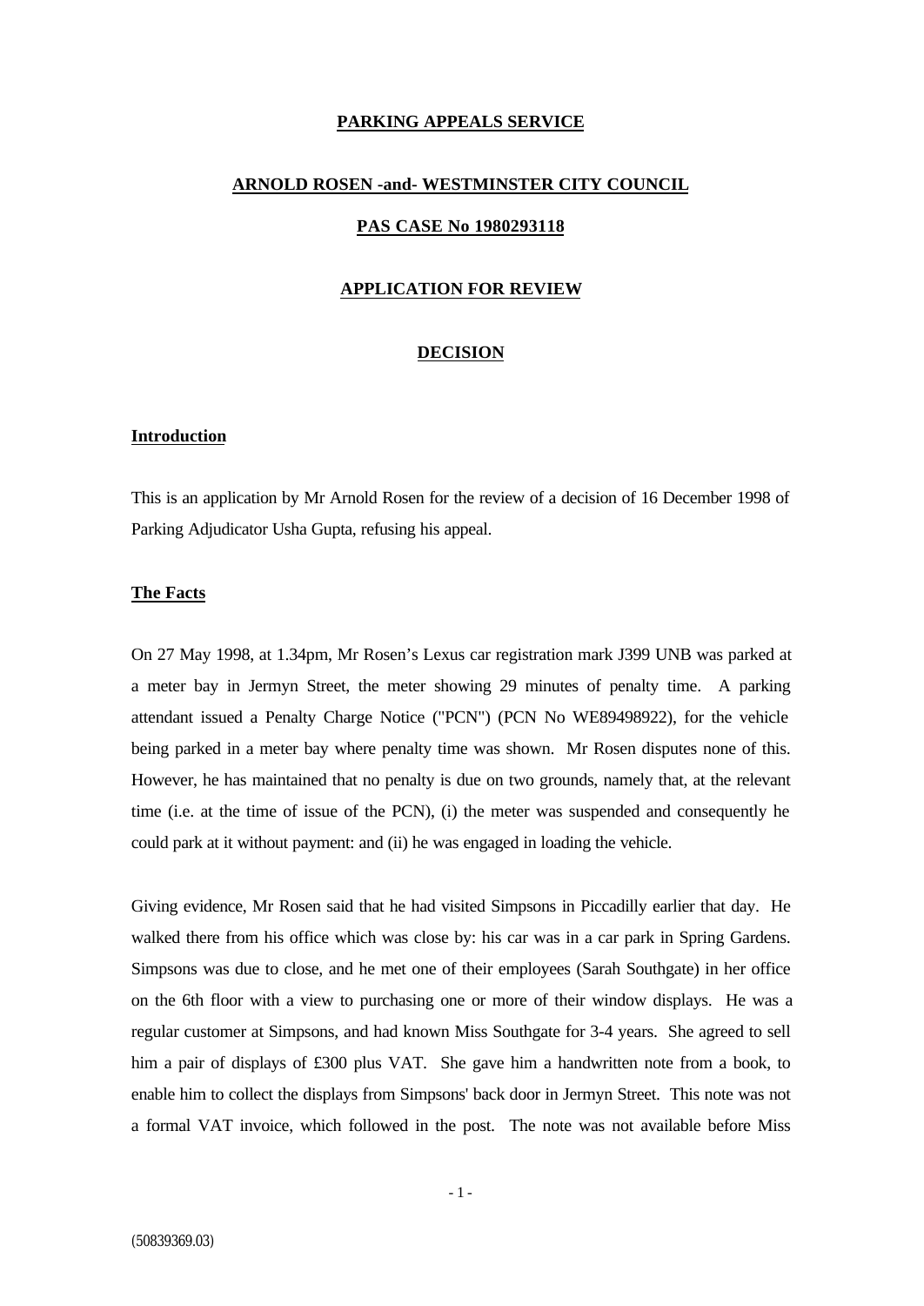**PARKING APPEALS SERVICE**

**ARNOLD ROSEN -and- WESTMINSTER CITY COUNCIL**

**PAS CASE No 1980293118**

**APPLICATION FOR REVIEW**

**DECISION**

## Introduction

This is an application by Mr Arnold Rosen for the review of a decision of 16 December 1998 of Parking Adjudicator Usha Gupta, refusing his appeal.

## The Facts

On 27 May 1998, at 1.34pm, Mr Rosen's Lexus car registration mark J399 UNB was parked at a meter bay in Jermyn Street, the meter showing 29 minutes of penalty time. A parking attendant issued a Penalty Charge Notice ("PCN") (PCN No WE89498922), for the vehicle being parked in a meter bay where penalty time was shown. Mr Rosen disputes none of this. However, he has maintained that no penalty is due on two grounds, namely that, at the relevant time (i.e. at the time of issue of the PCN), (i) the meter was suspended and consequently he could park at it without payment: and (ii) he was engaged in loading the vehicle.

Giving evidence, Mr Rosen said that he had visited Simpsons in Piccadilly earlier that day. He walked there from his office which was close by: his car was in a car park in Spring Gardens. Simpsons was due to close, and he met one of their employees (Sarah Southgate) in her office on the 6th floor with a view to purchasing one or more of their window displays. He was a regular customer at Simpsons, and had known Miss Southgate for 3-4 years. She agreed to sell him a pair of displays of £300 plus VAT. She gave him a handwritten note from a book, to enable him to collect the displays from Simpsons' back door in Jermyn Street. This note was not a formal VAT invoice, which followed in the post. The note was not available before Miss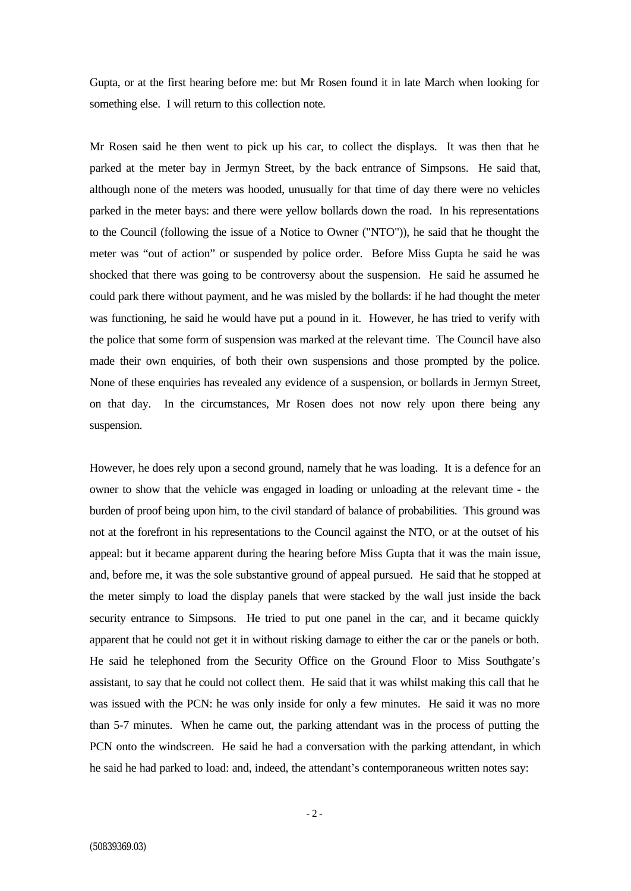Gupta, or at the first hearing before me: but Mr Rosen found it in late March when looking for something else. I will return to this collection note.

Mr Rosen said he then went to pick up his car, to collect the displays. It was then that he parked at the meter bay in Jermyn Street, by the back entrance of Simpsons. He said that, although none of the meters was hooded, unusually for that time of day there were no vehicles parked in the meter bays: and there were yellow bollards down the road. In his representations to the Council (following the issue of a Notice to Owner ("NTO")), he said that he thought the meter was "out of action" or suspended by police order. Before Miss Gupta he said he was shocked that there was going to be controversy about the suspension. He said he assumed he could park there without payment, and he was misled by the bollards: if he had thought the meter was functioning, he said he would have put a pound in it. However, he has tried to verify with the police that some form of suspension was marked at the relevant time. The Council have also made their own enquiries, of both their own suspensions and those prompted by the police. None of these enquiries has revealed any evidence of a suspension, or bollards in Jermyn Street, on that day. In the circumstances, Mr Rosen does not now rely upon there being any suspension.

However, he does rely upon a second ground, namely that he was loading. It is a defence for an owner to show that the vehicle was engaged in loading or unloading at the relevant time - the burden of proof being upon him, to the civil standard of balance of probabilities. This ground was not at the forefront in his representations to the Council against the NTO, or at the outset of his appeal: but it became apparent during the hearing before Miss Gupta that it was the main issue, and, before me, it was the sole substantive ground of appeal pursued. He said that he stopped at the meter simply to load the display panels that were stacked by the wall just inside the back security entrance to Simpsons. He tried to put one panel in the car, and it became quickly apparent that he could not get it in without risking damage to either the car or the panels or both. He said he telephoned from the Security Office on the Ground Floor to Miss Southgate's assistant, to say that he could not collect them. He said that it was whilst making this call that he was issued with the PCN: he was only inside for only a few minutes. He said it was no more than 5-7 minutes. When he came out, the parking attendant was in the process of putting the PCN onto the windscreen. He said he had a conversation with the parking attendant, in which he said he had parked to load: and, indeed, the attendant's contemporaneous written notes say: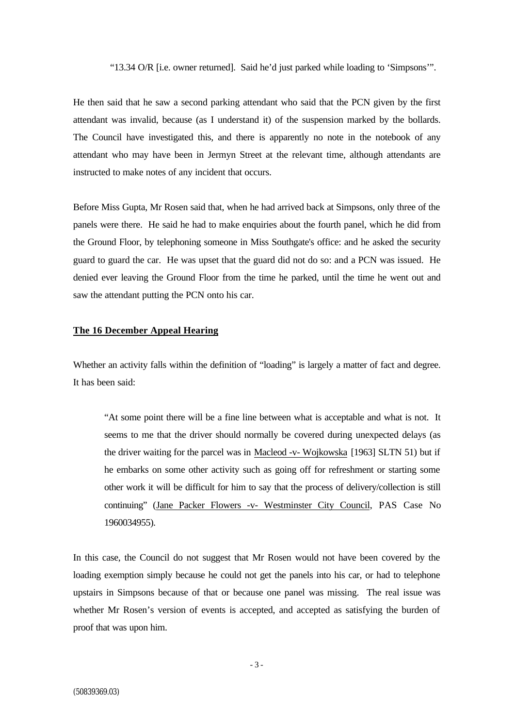> "13.34 O/R [i.e. owner returned]. Said he'd just parked while loading to 'Simpsons'".

He then said that he saw a second parking attendant who said that the PCN given by the first attendant was invalid, because (as I understand it) of the suspension marked by the bollards. The Council have investigated this, and there is apparently no note in the notebook of any attendant who may have been in Jermyn Street at the relevant time, although attendants are instructed to make notes of any incident that occurs.

Before Miss Gupta, Mr Rosen said that, when he had arrived back at Simpsons, only three of the panels were there. He said he had to make enquiries about the fourth panel, which he did from the Ground Floor, by telephoning someone in Miss Southgate's office: and he asked the security guard to guard the car. He was upset that the guard did not do so: and a PCN was issued. He denied ever leaving the Ground Floor from the time he parked, until the time he went out and saw the attendant putting the PCN onto his car.

**The 16 December Appeal Hearing**

Whether an activity falls within the definition of "loading" is largely a matter of fact and degree. It has been said:

> "At some point there will be a fine line between what is acceptable and what is not. It seems to me that the driver should normally be covered during unexpected delays (as the driver waiting for the parcel was in Macleod -v- Wojkowska [1963] SLTN 51) but if he embarks on some other activity such as going off for refreshment or starting some other work it will be difficult for him to say that the process of delivery/collection is still continuing" (Jane Packer Flowers -v- Westminster City Council, PAS Case No 1960034955).

In this case, the Council do not suggest that Mr Rosen would not have been covered by the loading exemption simply because he could not get the panels into his car, or had to telephone upstairs in Simpsons because of that or because one panel was missing. The real issue was whether Mr Rosen's version of events is accepted, and accepted as satisfying the burden of proof that was upon him.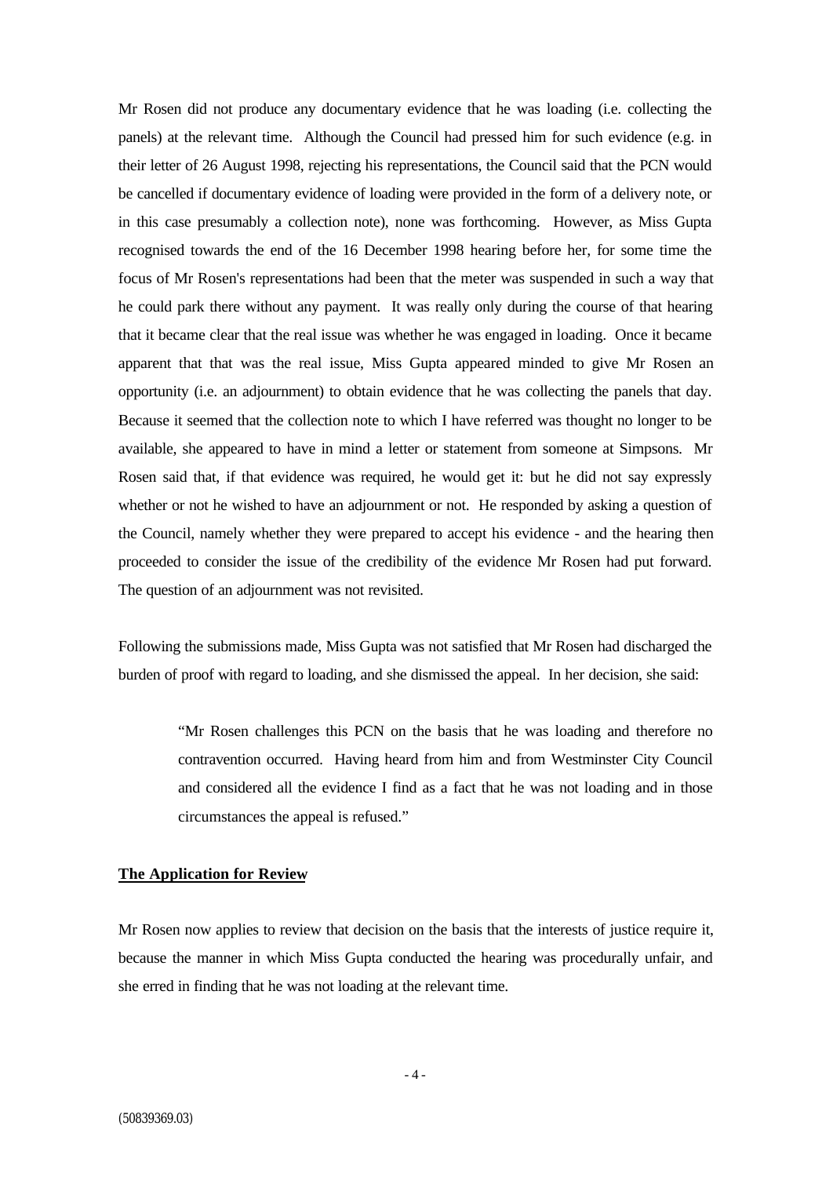Mr Rosen did not produce any documentary evidence that he was loading (i.e. collecting the panels) at the relevant time. Although the Council had pressed him for such evidence (e.g. in their letter of 26 August 1998, rejecting his representations, the Council said that the PCN would be cancelled if documentary evidence of loading were provided in the form of a delivery note, or in this case presumably a collection note), none was forthcoming. However, as Miss Gupta recognised towards the end of the 16 December 1998 hearing before her, for some time the focus of Mr Rosen's representations had been that the meter was suspended in such a way that he could park there without any payment. It was really only during the course of that hearing that it became clear that the real issue was whether he was engaged in loading. Once it became apparent that that was the real issue, Miss Gupta appeared minded to give Mr Rosen an opportunity (i.e. an adjournment) to obtain evidence that he was collecting the panels that day. Because it seemed that the collection note to which I have referred was thought no longer to be available, she appeared to have in mind a letter or statement from someone at Simpsons. Mr Rosen said that, if that evidence was required, he would get it: but he did not say expressly whether or not he wished to have an adjournment or not. He responded by asking a question of the Council, namely whether they were prepared to accept his evidence - and the hearing then proceeded to consider the issue of the credibility of the evidence Mr Rosen had put forward. The question of an adjournment was not revisited.

Following the submissions made, Miss Gupta was not satisfied that Mr Rosen had discharged the burden of proof with regard to loading, and she dismissed the appeal. In her decision, she said:

> "Mr Rosen challenges this PCN on the basis that he was loading and therefore no contravention occurred. Having heard from him and from Westminster City Council and considered all the evidence I find as a fact that he was not loading and in those circumstances the appeal is refused."

**The Application for Review**

Mr Rosen now applies to review that decision on the basis that the interests of justice require it, because the manner in which Miss Gupta conducted the hearing was procedurally unfair, and she erred in finding that he was not loading at the relevant time.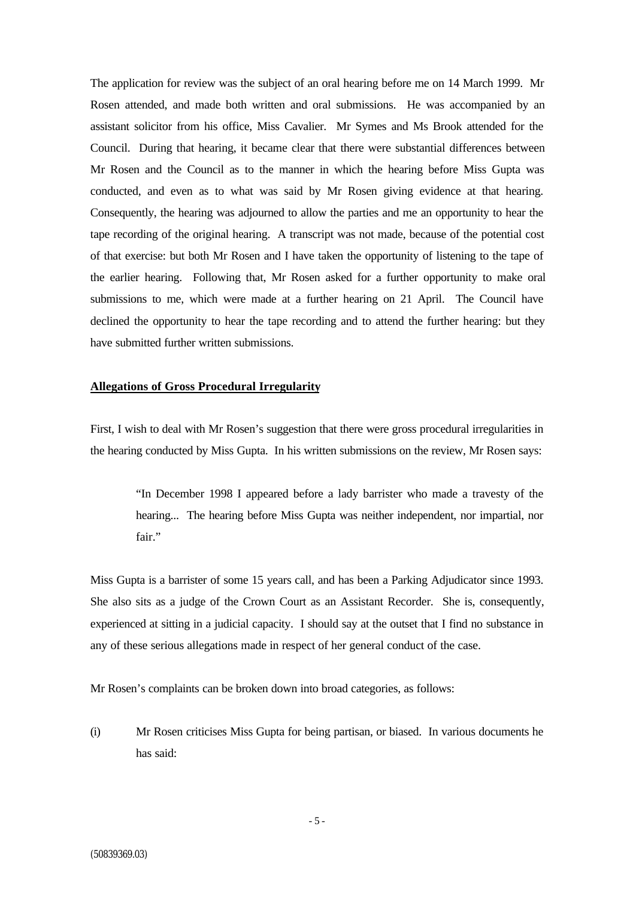The application for review was the subject of an oral hearing before me on 14 March 1999. Mr Rosen attended, and made both written and oral submissions. He was accompanied by an assistant solicitor from his office, Miss Cavalier. Mr Symes and Ms Brook attended for the Council. During that hearing, it became clear that there were substantial differences between Mr Rosen and the Council as to the manner in which the hearing before Miss Gupta was conducted, and even as to what was said by Mr Rosen giving evidence at that hearing. Consequently, the hearing was adjourned to allow the parties and me an opportunity to hear the tape recording of the original hearing. A transcript was not made, because of the potential cost of that exercise: but both Mr Rosen and I have taken the opportunity of listening to the tape of the earlier hearing. Following that, Mr Rosen asked for a further opportunity to make oral submissions to me, which were made at a further hearing on 21 April. The Council have declined the opportunity to hear the tape recording and to attend the further hearing: but they have submitted further written submissions.

**Allegations of Gross Procedural Irregularity**

First, I wish to deal with Mr Rosen's suggestion that there were gross procedural irregularities in the hearing conducted by Miss Gupta. In his written submissions on the review, Mr Rosen says:

> "In December 1998 I appeared before a lady barrister who made a travesty of the hearing... The hearing before Miss Gupta was neither independent, nor impartial, nor fair."

Miss Gupta is a barrister of some 15 years call, and has been a Parking Adjudicator since 1993. She also sits as a judge of the Crown Court as an Assistant Recorder. She is, consequently, experienced at sitting in a judicial capacity. I should say at the outset that I find no substance in any of these serious allegations made in respect of her general conduct of the case.

Mr Rosen's complaints can be broken down into broad categories, as follows:

(i) Mr Rosen criticises Miss Gupta for being partisan, or biased. In various documents he has said: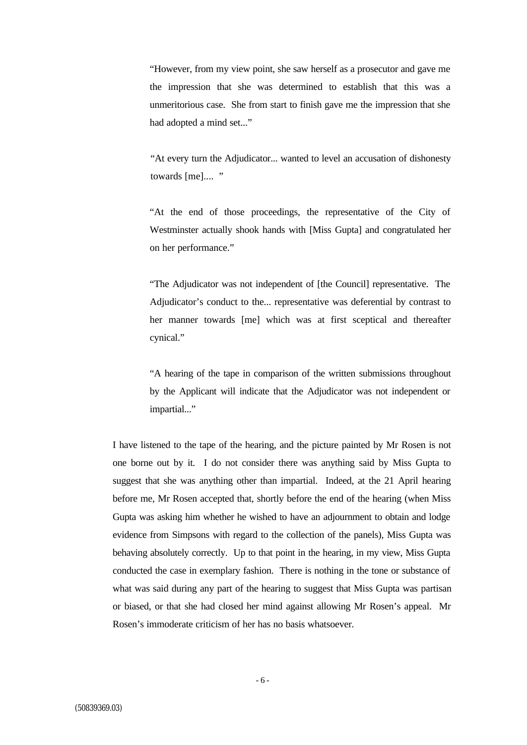> "However, from my view point, she saw herself as a prosecutor and gave me the impression that she was determined to establish that this was a unmeritorious case. She from start to finish gave me the impression that she had adopted a mind set..."

> "At every turn the Adjudicator... wanted to level an accusation of dishonesty towards [me].... "

> "At the end of those proceedings, the representative of the City of Westminster actually shook hands with [Miss Gupta] and congratulated her on her performance."

> "The Adjudicator was not independent of [the Council] representative. The Adjudicator's conduct to the... representative was deferential by contrast to her manner towards [me] which was at first sceptical and thereafter cynical."

> "A hearing of the tape in comparison of the written submissions throughout by the Applicant will indicate that the Adjudicator was not independent or impartial..."

I have listened to the tape of the hearing, and the picture painted by Mr Rosen is not one borne out by it. I do not consider there was anything said by Miss Gupta to suggest that she was anything other than impartial. Indeed, at the 21 April hearing before me, Mr Rosen accepted that, shortly before the end of the hearing (when Miss Gupta was asking him whether he wished to have an adjournment to obtain and lodge evidence from Simpsons with regard to the collection of the panels), Miss Gupta was behaving absolutely correctly. Up to that point in the hearing, in my view, Miss Gupta conducted the case in exemplary fashion. There is nothing in the tone or substance of what was said during any part of the hearing to suggest that Miss Gupta was partisan or biased, or that she had closed her mind against allowing Mr Rosen's appeal. Mr Rosen's immoderate criticism of her has no basis whatsoever.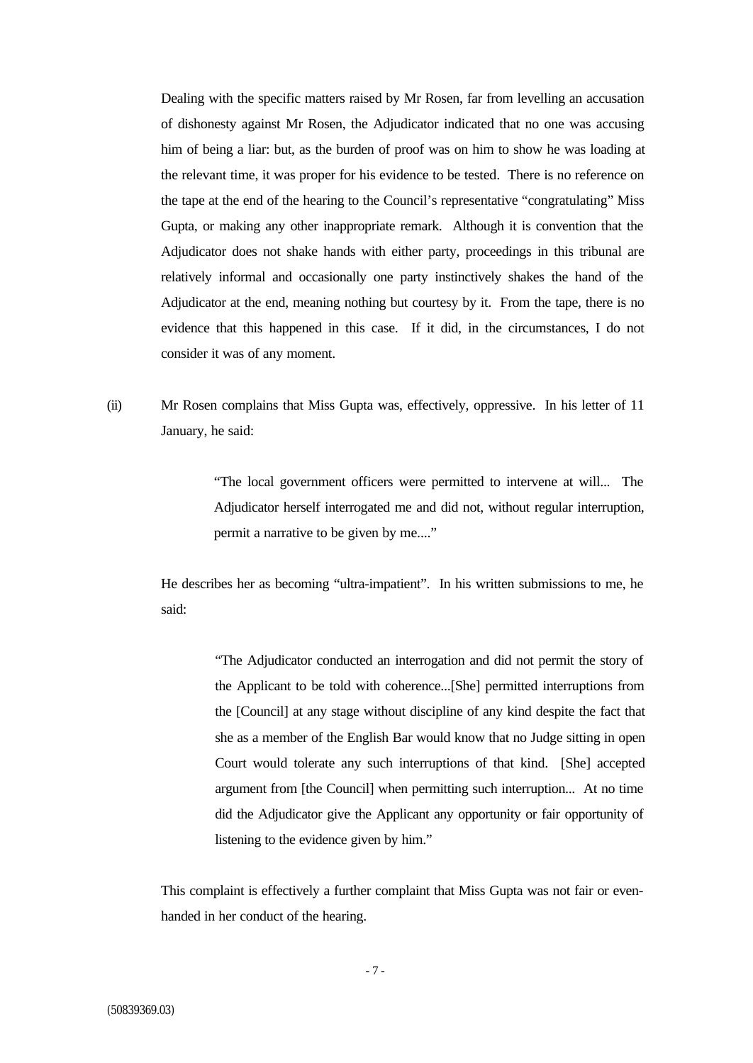Dealing with the specific matters raised by Mr Rosen, far from levelling an accusation of dishonesty against Mr Rosen, the Adjudicator indicated that no one was accusing him of being a liar: but, as the burden of proof was on him to show he was loading at the relevant time, it was proper for his evidence to be tested. There is no reference on the tape at the end of the hearing to the Council's representative "congratulating" Miss Gupta, or making any other inappropriate remark. Although it is convention that the Adjudicator does not shake hands with either party, proceedings in this tribunal are relatively informal and occasionally one party instinctively shakes the hand of the Adjudicator at the end, meaning nothing but courtesy by it. From the tape, there is no evidence that this happened in this case. If it did, in the circumstances, I do not consider it was of any moment.

(ii) Mr Rosen complains that Miss Gupta was, effectively, oppressive. In his letter of 11 January, he said:

> "The local government officers were permitted to intervene at will... The Adjudicator herself interrogated me and did not, without regular interruption, permit a narrative to be given by me...."

He describes her as becoming "ultra-impatient". In his written submissions to me, he said:

> "The Adjudicator conducted an interrogation and did not permit the story of the Applicant to be told with coherence...[She] permitted interruptions from the [Council] at any stage without discipline of any kind despite the fact that she as a member of the English Bar would know that no Judge sitting in open Court would tolerate any such interruptions of that kind. [She] accepted argument from [the Council] when permitting such interruption... At no time did the Adjudicator give the Applicant any opportunity or fair opportunity of listening to the evidence given by him."

This complaint is effectively a further complaint that Miss Gupta was not fair or even-handed in her conduct of the hearing.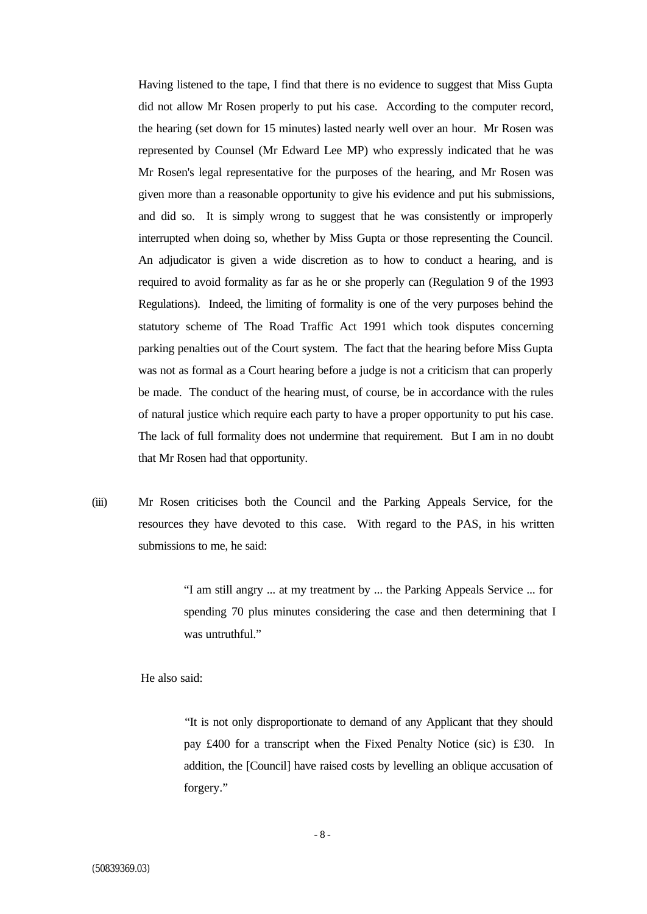Having listened to the tape, I find that there is no evidence to suggest that Miss Gupta did not allow Mr Rosen properly to put his case. According to the computer record, the hearing (set down for 15 minutes) lasted nearly well over an hour. Mr Rosen was represented by Counsel (Mr Edward Lee MP) who expressly indicated that he was Mr Rosen's legal representative for the purposes of the hearing, and Mr Rosen was given more than a reasonable opportunity to give his evidence and put his submissions, and did so. It is simply wrong to suggest that he was consistently or improperly interrupted when doing so, whether by Miss Gupta or those representing the Council. An adjudicator is given a wide discretion as to how to conduct a hearing, and is required to avoid formality as far as he or she properly can (Regulation 9 of the 1993 Regulations). Indeed, the limiting of formality is one of the very purposes behind the statutory scheme of The Road Traffic Act 1991 which took disputes concerning parking penalties out of the Court system. The fact that the hearing before Miss Gupta was not as formal as a Court hearing before a judge is not a criticism that can properly be made. The conduct of the hearing must, of course, be in accordance with the rules of natural justice which require each party to have a proper opportunity to put his case. The lack of full formality does not undermine that requirement. But I am in no doubt that Mr Rosen had that opportunity.

(iii) Mr Rosen criticises both the Council and the Parking Appeals Service, for the resources they have devoted to this case. With regard to the PAS, in his written submissions to me, he said:

> "I am still angry ... at my treatment by ... the Parking Appeals Service ... for spending 70 plus minutes considering the case and then determining that I was untruthful."

He also said:

> "It is not only disproportionate to demand of any Applicant that they should pay £400 for a transcript when the Fixed Penalty Notice (sic) is £30. In addition, the [Council] have raised costs by levelling an oblique accusation of forgery."

(50839369.03)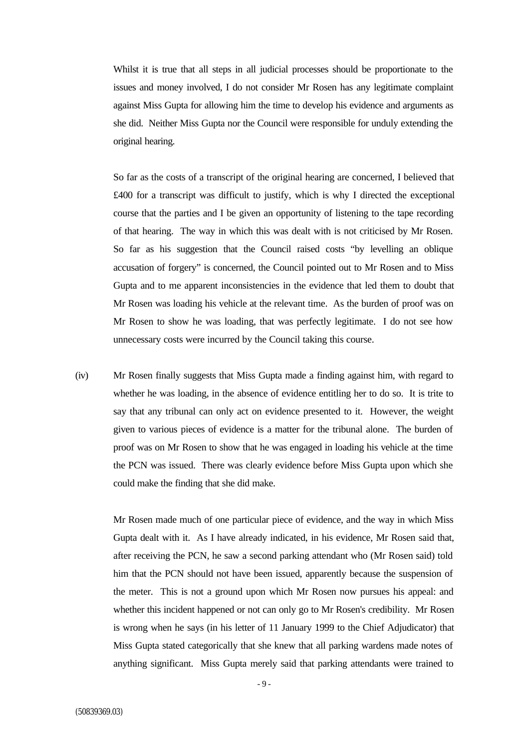Whilst it is true that all steps in all judicial processes should be proportionate to the issues and money involved, I do not consider Mr Rosen has any legitimate complaint against Miss Gupta for allowing him the time to develop his evidence and arguments as she did. Neither Miss Gupta nor the Council were responsible for unduly extending the original hearing.

So far as the costs of a transcript of the original hearing are concerned, I believed that £400 for a transcript was difficult to justify, which is why I directed the exceptional course that the parties and I be given an opportunity of listening to the tape recording of that hearing. The way in which this was dealt with is not criticised by Mr Rosen. So far as his suggestion that the Council raised costs "by levelling an oblique accusation of forgery" is concerned, the Council pointed out to Mr Rosen and to Miss Gupta and to me apparent inconsistencies in the evidence that led them to doubt that Mr Rosen was loading his vehicle at the relevant time. As the burden of proof was on Mr Rosen to show he was loading, that was perfectly legitimate. I do not see how unnecessary costs were incurred by the Council taking this course.

(iv) Mr Rosen finally suggests that Miss Gupta made a finding against him, with regard to whether he was loading, in the absence of evidence entitling her to do so. It is trite to say that any tribunal can only act on evidence presented to it. However, the weight given to various pieces of evidence is a matter for the tribunal alone. The burden of proof was on Mr Rosen to show that he was engaged in loading his vehicle at the time the PCN was issued. There was clearly evidence before Miss Gupta upon which she could make the finding that she did make.

Mr Rosen made much of one particular piece of evidence, and the way in which Miss Gupta dealt with it. As I have already indicated, in his evidence, Mr Rosen said that, after receiving the PCN, he saw a second parking attendant who (Mr Rosen said) told him that the PCN should not have been issued, apparently because the suspension of the meter. This is not a ground upon which Mr Rosen now pursues his appeal: and whether this incident happened or not can only go to Mr Rosen's credibility. Mr Rosen is wrong when he says (in his letter of 11 January 1999 to the Chief Adjudicator) that Miss Gupta stated categorically that she knew that all parking wardens made notes of anything significant. Miss Gupta merely said that parking attendants were trained to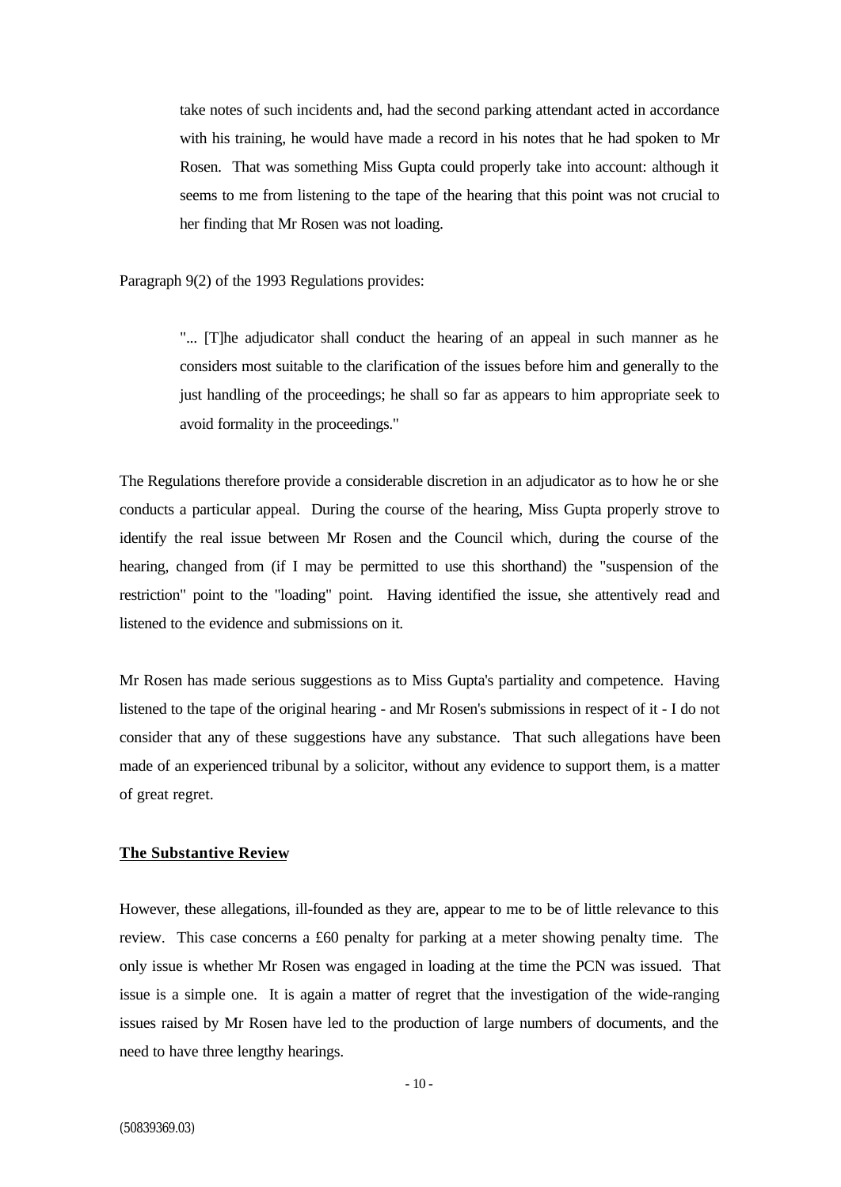> take notes of such incidents and, had the second parking attendant acted in accordance with his training, he would have made a record in his notes that he had spoken to Mr Rosen. That was something Miss Gupta could properly take into account: although it seems to me from listening to the tape of the hearing that this point was not crucial to her finding that Mr Rosen was not loading.

Paragraph 9(2) of the 1993 Regulations provides:

> "... [T]he adjudicator shall conduct the hearing of an appeal in such manner as he considers most suitable to the clarification of the issues before him and generally to the just handling of the proceedings; he shall so far as appears to him appropriate seek to avoid formality in the proceedings."

The Regulations therefore provide a considerable discretion in an adjudicator as to how he or she conducts a particular appeal. During the course of the hearing, Miss Gupta properly strove to identify the real issue between Mr Rosen and the Council which, during the course of the hearing, changed from (if I may be permitted to use this shorthand) the "suspension of the restriction" point to the "loading" point. Having identified the issue, she attentively read and listened to the evidence and submissions on it.

Mr Rosen has made serious suggestions as to Miss Gupta's partiality and competence. Having listened to the tape of the original hearing - and Mr Rosen's submissions in respect of it - I do not consider that any of these suggestions have any substance. That such allegations have been made of an experienced tribunal by a solicitor, without any evidence to support them, is a matter of great regret.

**The Substantive Review**

However, these allegations, ill-founded as they are, appear to me to be of little relevance to this review. This case concerns a £60 penalty for parking at a meter showing penalty time. The only issue is whether Mr Rosen was engaged in loading at the time the PCN was issued. That issue is a simple one. It is again a matter of regret that the investigation of the wide-ranging issues raised by Mr Rosen have led to the production of large numbers of documents, and the need to have three lengthy hearings.

(50839369.03)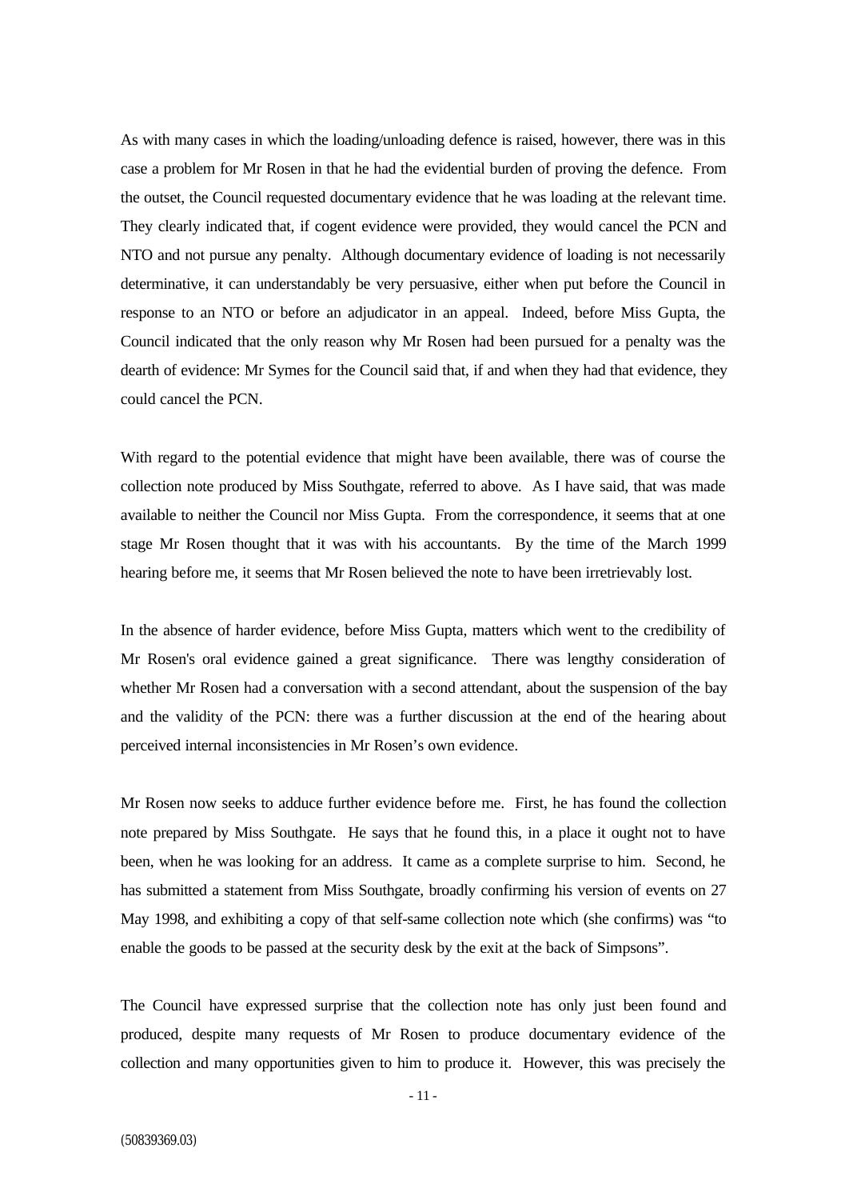As with many cases in which the loading/unloading defence is raised, however, there was in this case a problem for Mr Rosen in that he had the evidential burden of proving the defence. From the outset, the Council requested documentary evidence that he was loading at the relevant time. They clearly indicated that, if cogent evidence were provided, they would cancel the PCN and NTO and not pursue any penalty. Although documentary evidence of loading is not necessarily determinative, it can understandably be very persuasive, either when put before the Council in response to an NTO or before an adjudicator in an appeal. Indeed, before Miss Gupta, the Council indicated that the only reason why Mr Rosen had been pursued for a penalty was the dearth of evidence: Mr Symes for the Council said that, if and when they had that evidence, they could cancel the PCN.

With regard to the potential evidence that might have been available, there was of course the collection note produced by Miss Southgate, referred to above. As I have said, that was made available to neither the Council nor Miss Gupta. From the correspondence, it seems that at one stage Mr Rosen thought that it was with his accountants. By the time of the March 1999 hearing before me, it seems that Mr Rosen believed the note to have been irretrievably lost.

In the absence of harder evidence, before Miss Gupta, matters which went to the credibility of Mr Rosen's oral evidence gained a great significance. There was lengthy consideration of whether Mr Rosen had a conversation with a second attendant, about the suspension of the bay and the validity of the PCN: there was a further discussion at the end of the hearing about perceived internal inconsistencies in Mr Rosen's own evidence.

Mr Rosen now seeks to adduce further evidence before me. First, he has found the collection note prepared by Miss Southgate. He says that he found this, in a place it ought not to have been, when he was looking for an address. It came as a complete surprise to him. Second, he has submitted a statement from Miss Southgate, broadly confirming his version of events on 27 May 1998, and exhibiting a copy of that self-same collection note which (she confirms) was "to enable the goods to be passed at the security desk by the exit at the back of Simpsons".

The Council have expressed surprise that the collection note has only just been found and produced, despite many requests of Mr Rosen to produce documentary evidence of the collection and many opportunities given to him to produce it. However, this was precisely the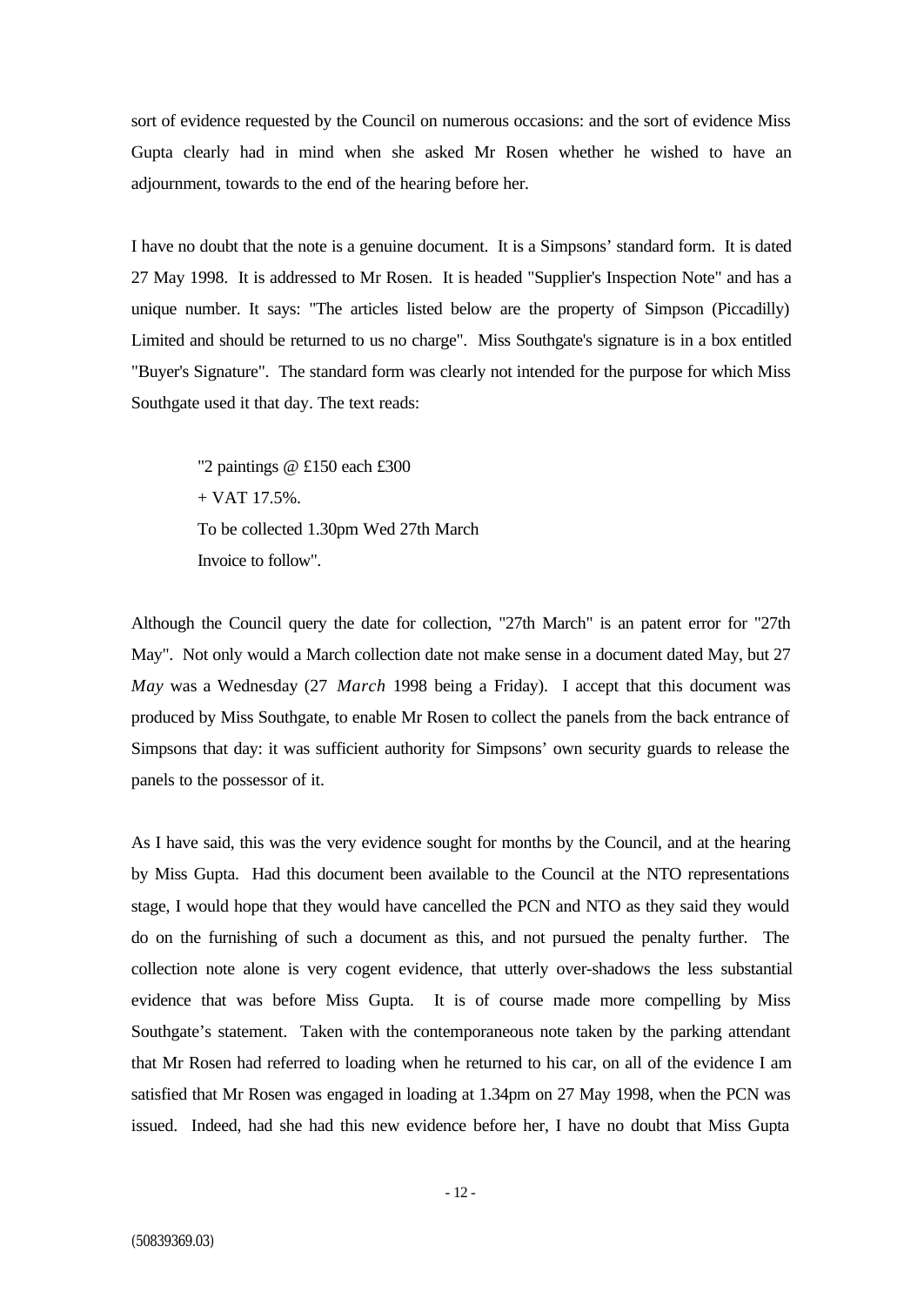sort of evidence requested by the Council on numerous occasions: and the sort of evidence Miss Gupta clearly had in mind when she asked Mr Rosen whether he wished to have an adjournment, towards to the end of the hearing before her.

I have no doubt that the note is a genuine document. It is a Simpsons' standard form. It is dated 27 May 1998. It is addressed to Mr Rosen. It is headed "Supplier's Inspection Note" and has a unique number. It says: "The articles listed below are the property of Simpson (Piccadilly) Limited and should be returned to us no charge". Miss Southgate's signature is in a box entitled "Buyer's Signature". The standard form was clearly not intended for the purpose for which Miss Southgate used it that day. The text reads:

> "2 paintings @ £150 each £300
> + VAT 17.5%.
> To be collected 1.30pm Wed 27th March
> Invoice to follow".

Although the Council query the date for collection, "27th March" is an patent error for "27th May". Not only would a March collection date not make sense in a document dated May, but 27 *May* was a Wednesday (27 *March* 1998 being a Friday). I accept that this document was produced by Miss Southgate, to enable Mr Rosen to collect the panels from the back entrance of Simpsons that day: it was sufficient authority for Simpsons' own security guards to release the panels to the possessor of it.

As I have said, this was the very evidence sought for months by the Council, and at the hearing by Miss Gupta. Had this document been available to the Council at the NTO representations stage, I would hope that they would have cancelled the PCN and NTO as they said they would do on the furnishing of such a document as this, and not pursued the penalty further. The collection note alone is very cogent evidence, that utterly over-shadows the less substantial evidence that was before Miss Gupta. It is of course made more compelling by Miss Southgate's statement. Taken with the contemporaneous note taken by the parking attendant that Mr Rosen had referred to loading when he returned to his car, on all of the evidence I am satisfied that Mr Rosen was engaged in loading at 1.34pm on 27 May 1998, when the PCN was issued. Indeed, had she had this new evidence before her, I have no doubt that Miss Gupta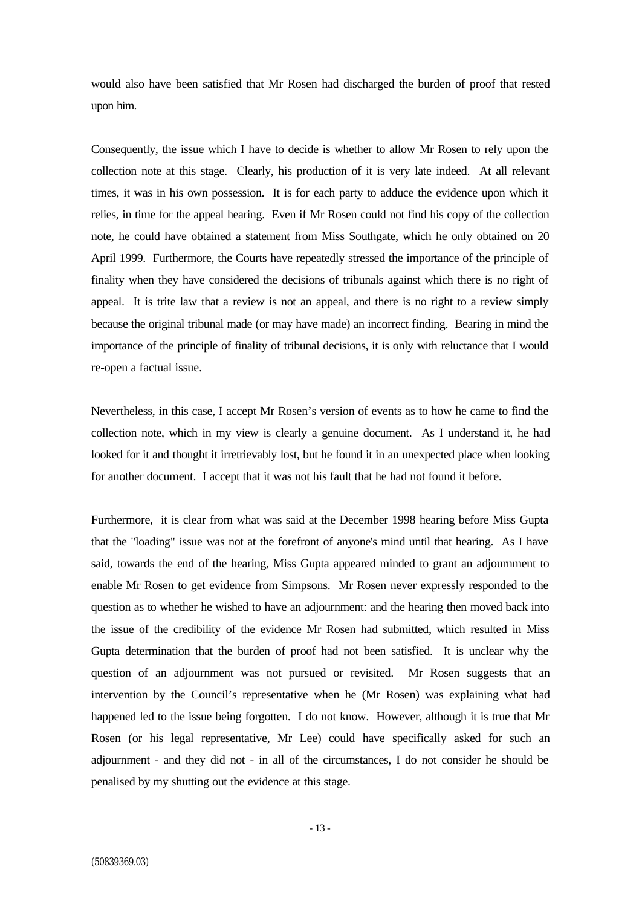would also have been satisfied that Mr Rosen had discharged the burden of proof that rested upon him.

Consequently, the issue which I have to decide is whether to allow Mr Rosen to rely upon the collection note at this stage. Clearly, his production of it is very late indeed. At all relevant times, it was in his own possession. It is for each party to adduce the evidence upon which it relies, in time for the appeal hearing. Even if Mr Rosen could not find his copy of the collection note, he could have obtained a statement from Miss Southgate, which he only obtained on 20 April 1999. Furthermore, the Courts have repeatedly stressed the importance of the principle of finality when they have considered the decisions of tribunals against which there is no right of appeal. It is trite law that a review is not an appeal, and there is no right to a review simply because the original tribunal made (or may have made) an incorrect finding. Bearing in mind the importance of the principle of finality of tribunal decisions, it is only with reluctance that I would re-open a factual issue.

Nevertheless, in this case, I accept Mr Rosen's version of events as to how he came to find the collection note, which in my view is clearly a genuine document. As I understand it, he had looked for it and thought it irretrievably lost, but he found it in an unexpected place when looking for another document. I accept that it was not his fault that he had not found it before.

Furthermore, it is clear from what was said at the December 1998 hearing before Miss Gupta that the "loading" issue was not at the forefront of anyone's mind until that hearing. As I have said, towards the end of the hearing, Miss Gupta appeared minded to grant an adjournment to enable Mr Rosen to get evidence from Simpsons. Mr Rosen never expressly responded to the question as to whether he wished to have an adjournment: and the hearing then moved back into the issue of the credibility of the evidence Mr Rosen had submitted, which resulted in Miss Gupta determination that the burden of proof had not been satisfied. It is unclear why the question of an adjournment was not pursued or revisited. Mr Rosen suggests that an intervention by the Council's representative when he (Mr Rosen) was explaining what had happened led to the issue being forgotten. I do not know. However, although it is true that Mr Rosen (or his legal representative, Mr Lee) could have specifically asked for such an adjournment - and they did not - in all of the circumstances, I do not consider he should be penalised by my shutting out the evidence at this stage.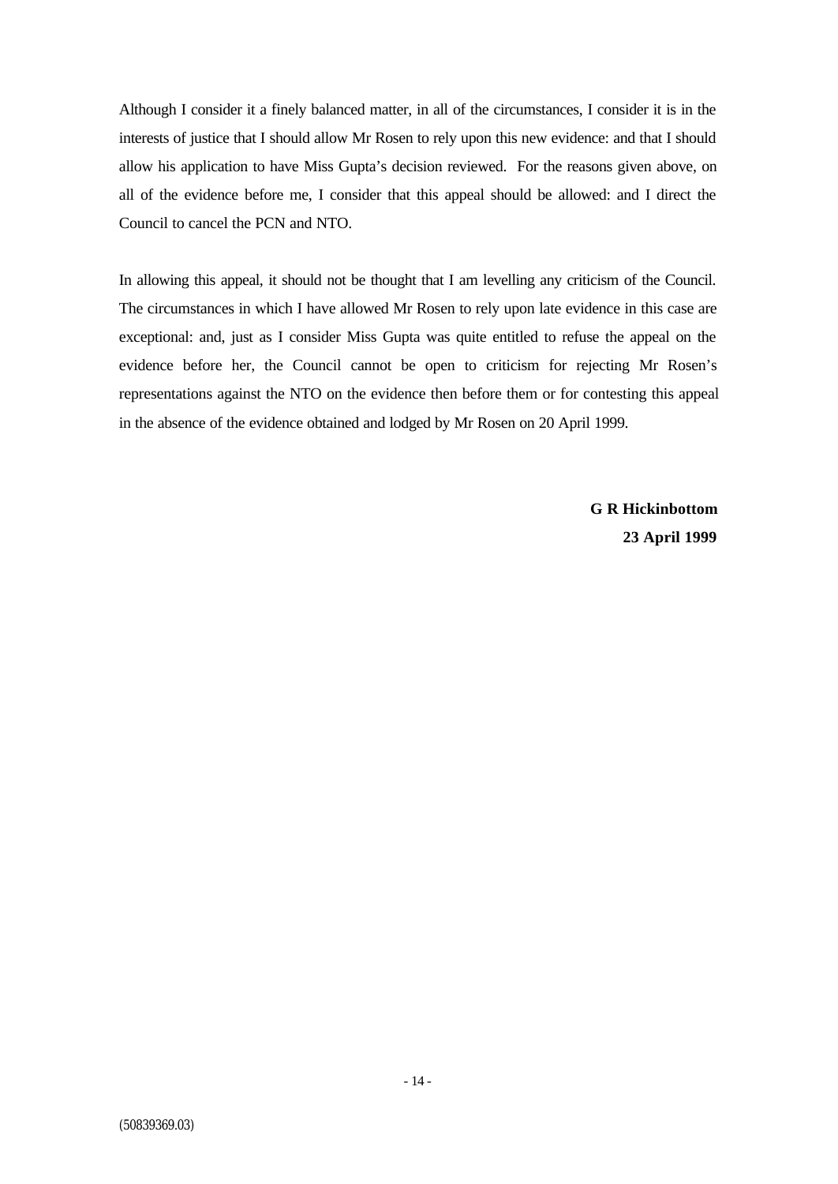Although I consider it a finely balanced matter, in all of the circumstances, I consider it is in the interests of justice that I should allow Mr Rosen to rely upon this new evidence: and that I should allow his application to have Miss Gupta's decision reviewed. For the reasons given above, on all of the evidence before me, I consider that this appeal should be allowed: and I direct the Council to cancel the PCN and NTO.

In allowing this appeal, it should not be thought that I am levelling any criticism of the Council. The circumstances in which I have allowed Mr Rosen to rely upon late evidence in this case are exceptional: and, just as I consider Miss Gupta was quite entitled to refuse the appeal on the evidence before her, the Council cannot be open to criticism for rejecting Mr Rosen's representations against the NTO on the evidence then before them or for contesting this appeal in the absence of the evidence obtained and lodged by Mr Rosen on 20 April 1999.

**G R Hickinbottom**
**23 April 1999**

(50839369.03)